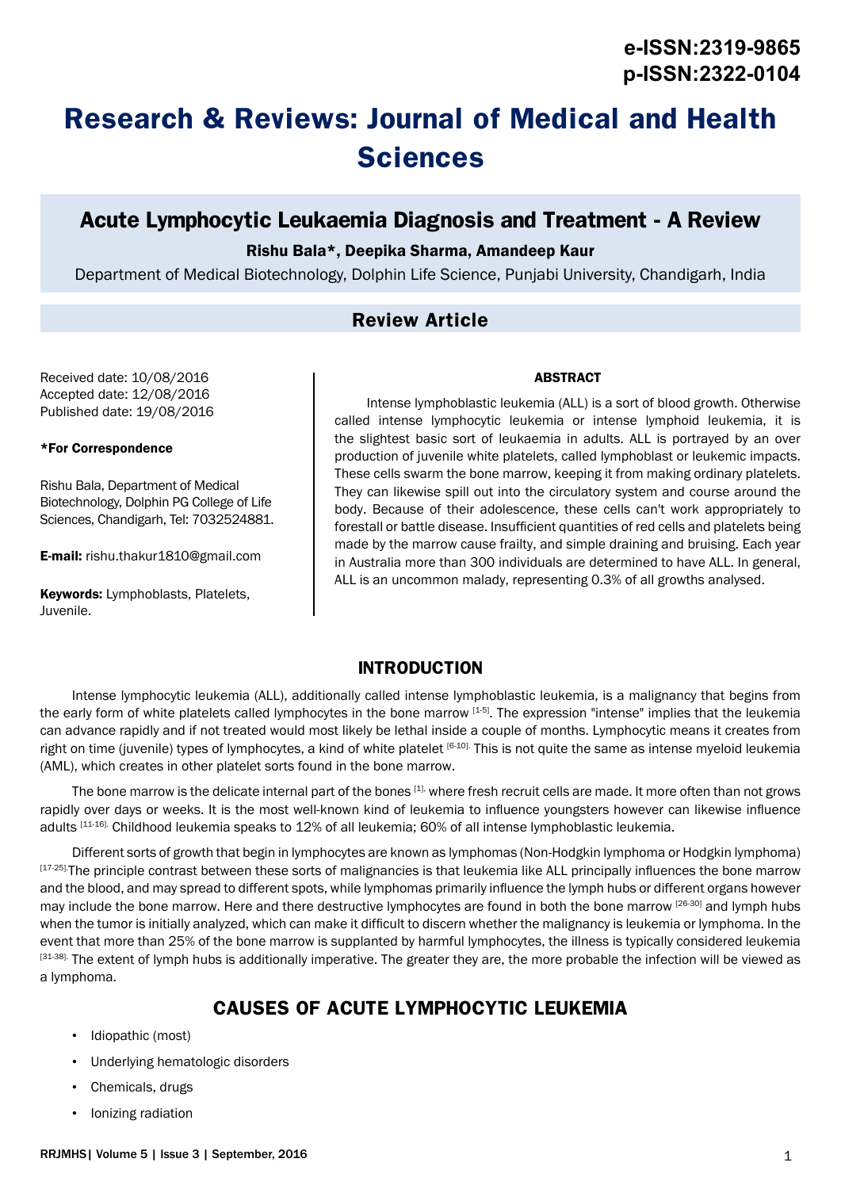e-ISSN:2319-9865
p-ISSN:2322-0104

# Research & Reviews: Journal of Medical and Health Sciences

## Acute Lymphocytic Leukaemia Diagnosis and Treatment - A Review

**Rishu Bala\*, Deepika Sharma, Amandeep Kaur**

Department of Medical Biotechnology, Dolphin Life Science, Punjabi University, Chandigarh, India

### Review Article

Received date: 10/08/2016
Accepted date: 12/08/2016
Published date: 19/08/2016

**\*For Correspondence**

Rishu Bala, Department of Medical Biotechnology, Dolphin PG College of Life Sciences, Chandigarh, Tel: 7032524881.

**E-mail:** rishu.thakur1810@gmail.com

**Keywords:** Lymphoblasts, Platelets, Juvenile.

#### ABSTRACT

Intense lymphoblastic leukemia (ALL) is a sort of blood growth. Otherwise called intense lymphocytic leukemia or intense lymphoid leukemia, it is the slightest basic sort of leukaemia in adults. ALL is portrayed by an over production of juvenile white platelets, called lymphoblast or leukemic impacts. These cells swarm the bone marrow, keeping it from making ordinary platelets. They can likewise spill out into the circulatory system and course around the body. Because of their adolescence, these cells can't work appropriately to forestall or battle disease. Insufficient quantities of red cells and platelets being made by the marrow cause frailty, and simple draining and bruising. Each year in Australia more than 300 individuals are determined to have ALL. In general, ALL is an uncommon malady, representing 0.3% of all growths analysed.

## INTRODUCTION

Intense lymphocytic leukemia (ALL), additionally called intense lymphoblastic leukemia, is a malignancy that begins from the early form of white platelets called lymphocytes in the bone marrow [1-5]. The expression "intense" implies that the leukemia can advance rapidly and if not treated would most likely be lethal inside a couple of months. Lymphocytic means it creates from right on time (juvenile) types of lymphocytes, a kind of white platelet [6-10]. This is not quite the same as intense myeloid leukemia (AML), which creates in other platelet sorts found in the bone marrow.

The bone marrow is the delicate internal part of the bones [1], where fresh recruit cells are made. It more often than not grows rapidly over days or weeks. It is the most well-known kind of leukemia to influence youngsters however can likewise influence adults [11-16]. Childhood leukemia speaks to 12% of all leukemia; 60% of all intense lymphoblastic leukemia.

Different sorts of growth that begin in lymphocytes are known as lymphomas (Non-Hodgkin lymphoma or Hodgkin lymphoma) [17-25]. The principle contrast between these sorts of malignancies is that leukemia like ALL principally influences the bone marrow and the blood, and may spread to different spots, while lymphomas primarily influence the lymph hubs or different organs however may include the bone marrow. Here and there destructive lymphocytes are found in both the bone marrow [26-30] and lymph hubs when the tumor is initially analyzed, which can make it difficult to discern whether the malignancy is leukemia or lymphoma. In the event that more than 25% of the bone marrow is supplanted by harmful lymphocytes, the illness is typically considered leukemia [31-38]. The extent of lymph hubs is additionally imperative. The greater they are, the more probable the infection will be viewed as a lymphoma.

## CAUSES OF ACUTE LYMPHOCYTIC LEUKEMIA

- Idiopathic (most)
- Underlying hematologic disorders
- Chemicals, drugs
- Ionizing radiation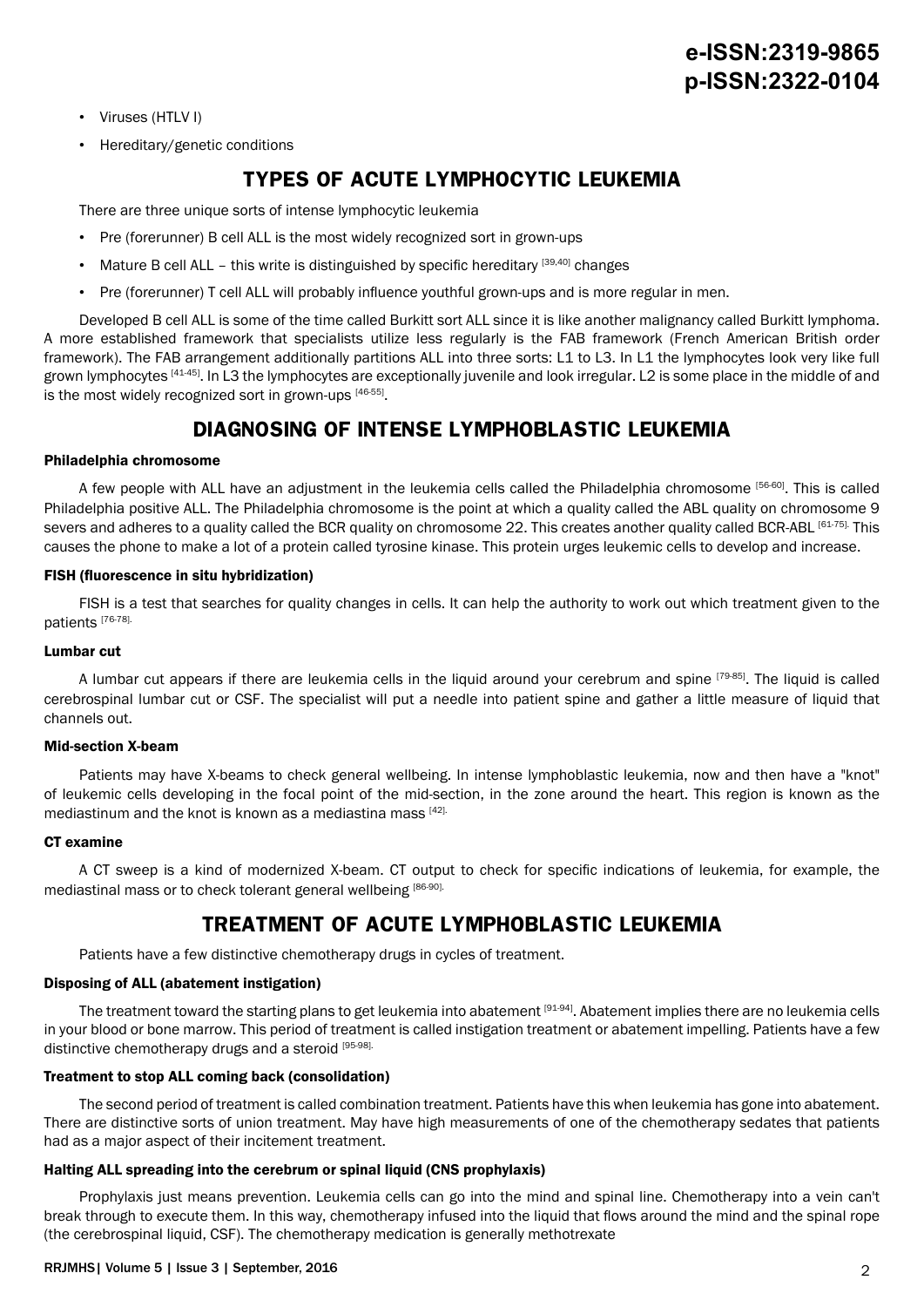- Viruses (HTLV I)
- Hereditary/genetic conditions

## TYPES OF ACUTE LYMPHOCYTIC LEUKEMIA

There are three unique sorts of intense lymphocytic leukemia

- Pre (forerunner) B cell ALL is the most widely recognized sort in grown-ups
- Mature B cell ALL – this write is distinguished by specific hereditary [39,40] changes
- Pre (forerunner) T cell ALL will probably influence youthful grown-ups and is more regular in men.

Developed B cell ALL is some of the time called Burkitt sort ALL since it is like another malignancy called Burkitt lymphoma. A more established framework that specialists utilize less regularly is the FAB framework (French American British order framework). The FAB arrangement additionally partitions ALL into three sorts: L1 to L3. In L1 the lymphocytes look very like full grown lymphocytes [41-45]. In L3 the lymphocytes are exceptionally juvenile and look irregular. L2 is some place in the middle of and is the most widely recognized sort in grown-ups [46-55].

## DIAGNOSING OF INTENSE LYMPHOBLASTIC LEUKEMIA

### Philadelphia chromosome

A few people with ALL have an adjustment in the leukemia cells called the Philadelphia chromosome [56-60]. This is called Philadelphia positive ALL. The Philadelphia chromosome is the point at which a quality called the ABL quality on chromosome 9 severs and adheres to a quality called the BCR quality on chromosome 22. This creates another quality called BCR-ABL [61-75]. This causes the phone to make a lot of a protein called tyrosine kinase. This protein urges leukemic cells to develop and increase.

### FISH (fluorescence in situ hybridization)

FISH is a test that searches for quality changes in cells. It can help the authority to work out which treatment given to the patients [76-78].

### Lumbar cut

A lumbar cut appears if there are leukemia cells in the liquid around your cerebrum and spine [79-85]. The liquid is called cerebrospinal lumbar cut or CSF. The specialist will put a needle into patient spine and gather a little measure of liquid that channels out.

### Mid-section X-beam

Patients may have X-beams to check general wellbeing. In intense lymphoblastic leukemia, now and then have a "knot" of leukemic cells developing in the focal point of the mid-section, in the zone around the heart. This region is known as the mediastinum and the knot is known as a mediastina mass [42].

### CT examine

A CT sweep is a kind of modernized X-beam. CT output to check for specific indications of leukemia, for example, the mediastinal mass or to check tolerant general wellbeing [86-90].

## TREATMENT OF ACUTE LYMPHOBLASTIC LEUKEMIA

Patients have a few distinctive chemotherapy drugs in cycles of treatment.

### Disposing of ALL (abatement instigation)

The treatment toward the starting plans to get leukemia into abatement [91-94]. Abatement implies there are no leukemia cells in your blood or bone marrow. This period of treatment is called instigation treatment or abatement impelling. Patients have a few distinctive chemotherapy drugs and a steroid [95-98].

### Treatment to stop ALL coming back (consolidation)

The second period of treatment is called combination treatment. Patients have this when leukemia has gone into abatement. There are distinctive sorts of union treatment. May have high measurements of one of the chemotherapy sedates that patients had as a major aspect of their incitement treatment.

### Halting ALL spreading into the cerebrum or spinal liquid (CNS prophylaxis)

Prophylaxis just means prevention. Leukemia cells can go into the mind and spinal line. Chemotherapy into a vein can't break through to execute them. In this way, chemotherapy infused into the liquid that flows around the mind and the spinal rope (the cerebrospinal liquid, CSF). The chemotherapy medication is generally methotrexate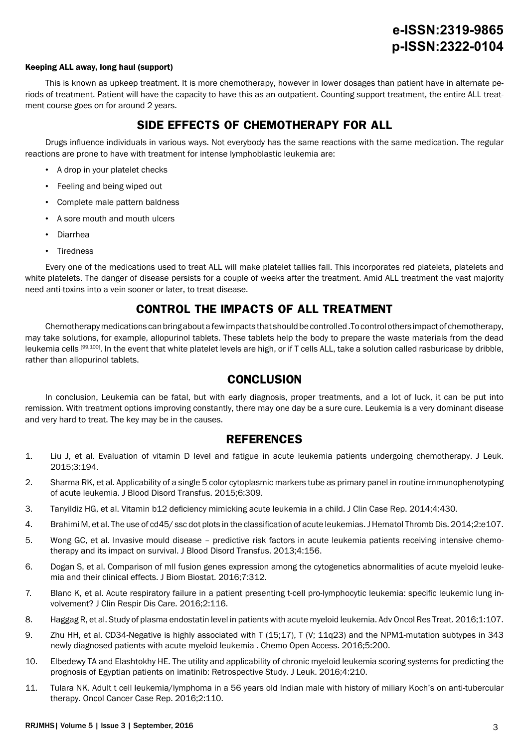#### Keeping ALL away, long haul (support)

This is known as upkeep treatment. It is more chemotherapy, however in lower dosages than patient have in alternate periods of treatment. Patient will have the capacity to have this as an outpatient. Counting support treatment, the entire ALL treatment course goes on for around 2 years.

## SIDE EFFECTS OF CHEMOTHERAPY FOR ALL

Drugs influence individuals in various ways. Not everybody has the same reactions with the same medication. The regular reactions are prone to have with treatment for intense lymphoblastic leukemia are:

- A drop in your platelet checks
- Feeling and being wiped out
- Complete male pattern baldness
- A sore mouth and mouth ulcers
- Diarrhea
- Tiredness

Every one of the medications used to treat ALL will make platelet tallies fall. This incorporates red platelets, platelets and white platelets. The danger of disease persists for a couple of weeks after the treatment. Amid ALL treatment the vast majority need anti-toxins into a vein sooner or later, to treat disease.

## CONTROL THE IMPACTS OF ALL TREATMENT

Chemotherapy medications can bring about a few impacts that should be controlled .To control others impact of chemotherapy, may take solutions, for example, allopurinol tablets. These tablets help the body to prepare the waste materials from the dead leukemia cells [99,100]. In the event that white platelet levels are high, or if T cells ALL, take a solution called rasburicase by dribble, rather than allopurinol tablets.

## CONCLUSION

In conclusion, Leukemia can be fatal, but with early diagnosis, proper treatments, and a lot of luck, it can be put into remission. With treatment options improving constantly, there may one day be a sure cure. Leukemia is a very dominant disease and very hard to treat. The key may be in the causes.

## REFERENCES

1. Liu J, et al. Evaluation of vitamin D level and fatigue in acute leukemia patients undergoing chemotherapy. J Leuk. 2015;3:194.
2. Sharma RK, et al. Applicability of a single 5 color cytoplasmic markers tube as primary panel in routine immunophenotyping of acute leukemia. J Blood Disord Transfus. 2015;6:309.
3. Tanyildiz HG, et al. Vitamin b12 deficiency mimicking acute leukemia in a child. J Clin Case Rep. 2014;4:430.
4. Brahimi M, et al. The use of cd45/ ssc dot plots in the classification of acute leukemias. J Hematol Thromb Dis. 2014;2:e107.
5. Wong GC, et al. Invasive mould disease – predictive risk factors in acute leukemia patients receiving intensive chemotherapy and its impact on survival. J Blood Disord Transfus. 2013;4:156.
6. Dogan S, et al. Comparison of mll fusion genes expression among the cytogenetics abnormalities of acute myeloid leukemia and their clinical effects. J Biom Biostat. 2016;7:312.
7. Blanc K, et al. Acute respiratory failure in a patient presenting t-cell pro-lymphocytic leukemia: specific leukemic lung involvement? J Clin Respir Dis Care. 2016;2:116.
8. Haggag R, et al. Study of plasma endostatin level in patients with acute myeloid leukemia. Adv Oncol Res Treat. 2016;1:107.
9. Zhu HH, et al. CD34-Negative is highly associated with T (15;17), T (V; 11q23) and the NPM1-mutation subtypes in 343 newly diagnosed patients with acute myeloid leukemia . Chemo Open Access. 2016;5:200.
10. Elbedewy TA and Elashtokhy HE. The utility and applicability of chronic myeloid leukemia scoring systems for predicting the prognosis of Egyptian patients on imatinib: Retrospective Study. J Leuk. 2016;4:210.
11. Tulara NK. Adult t cell leukemia/lymphoma in a 56 years old Indian male with history of miliary Koch's on anti-tubercular therapy. Oncol Cancer Case Rep. 2016;2:110.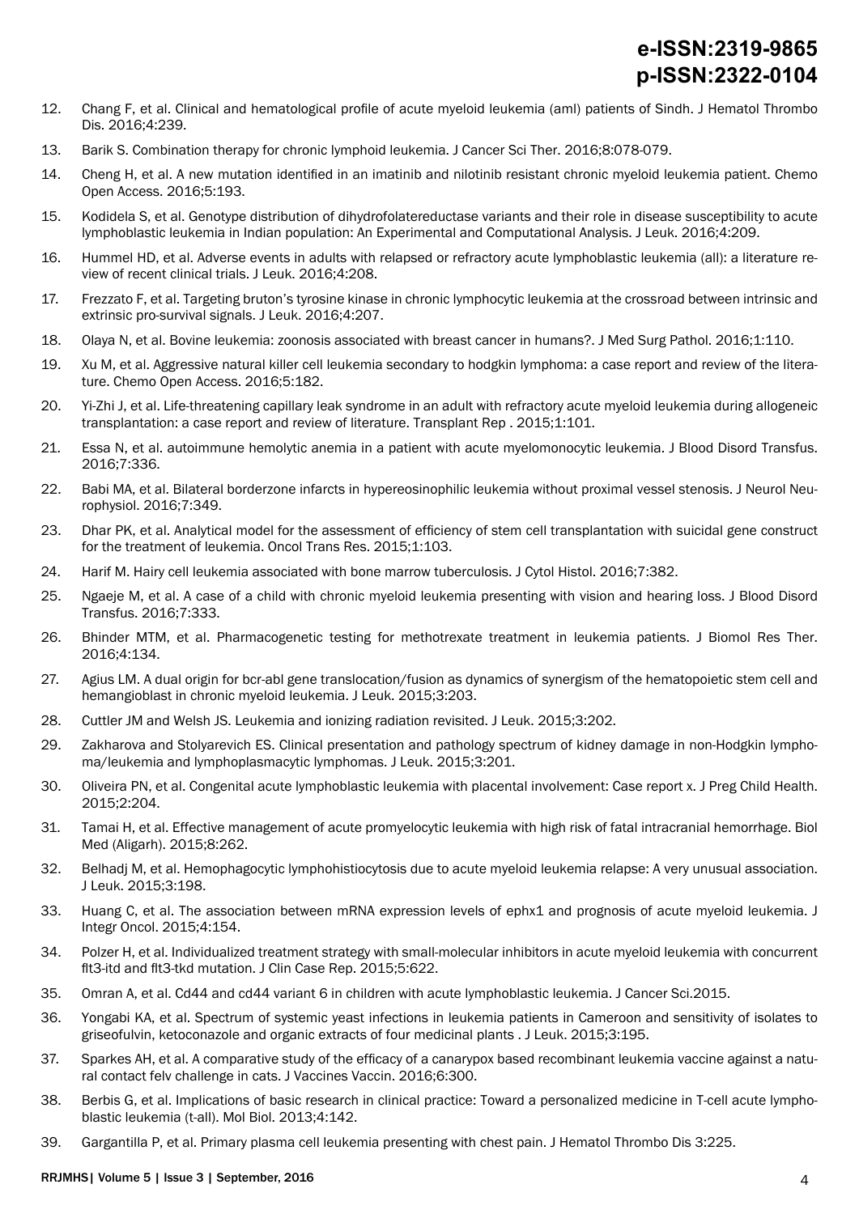12. Chang F, et al. Clinical and hematological profile of acute myeloid leukemia (aml) patients of Sindh. J Hematol Thrombo Dis. 2016;4:239.

13. Barik S. Combination therapy for chronic lymphoid leukemia. J Cancer Sci Ther. 2016;8:078-079.

14. Cheng H, et al. A new mutation identified in an imatinib and nilotinib resistant chronic myeloid leukemia patient. Chemo Open Access. 2016;5:193.

15. Kodidela S, et al. Genotype distribution of dihydrofolatereductase variants and their role in disease susceptibility to acute lymphoblastic leukemia in Indian population: An Experimental and Computational Analysis. J Leuk. 2016;4:209.

16. Hummel HD, et al. Adverse events in adults with relapsed or refractory acute lymphoblastic leukemia (all): a literature review of recent clinical trials. J Leuk. 2016;4:208.

17. Frezzato F, et al. Targeting bruton's tyrosine kinase in chronic lymphocytic leukemia at the crossroad between intrinsic and extrinsic pro-survival signals. J Leuk. 2016;4:207.

18. Olaya N, et al. Bovine leukemia: zoonosis associated with breast cancer in humans?. J Med Surg Pathol. 2016;1:110.

19. Xu M, et al. Aggressive natural killer cell leukemia secondary to hodgkin lymphoma: a case report and review of the literature. Chemo Open Access. 2016;5:182.

20. Yi-Zhi J, et al. Life-threatening capillary leak syndrome in an adult with refractory acute myeloid leukemia during allogeneic transplantation: a case report and review of literature. Transplant Rep . 2015;1:101.

21. Essa N, et al. autoimmune hemolytic anemia in a patient with acute myelomonocytic leukemia. J Blood Disord Transfus. 2016;7:336.

22. Babi MA, et al. Bilateral borderzone infarcts in hypereosinophilic leukemia without proximal vessel stenosis. J Neurol Neurophysiol. 2016;7:349.

23. Dhar PK, et al. Analytical model for the assessment of efficiency of stem cell transplantation with suicidal gene construct for the treatment of leukemia. Oncol Trans Res. 2015;1:103.

24. Harif M. Hairy cell leukemia associated with bone marrow tuberculosis. J Cytol Histol. 2016;7:382.

25. Ngaeje M, et al. A case of a child with chronic myeloid leukemia presenting with vision and hearing loss. J Blood Disord Transfus. 2016;7:333.

26. Bhinder MTM, et al. Pharmacogenetic testing for methotrexate treatment in leukemia patients. J Biomol Res Ther. 2016;4:134.

27. Agius LM. A dual origin for bcr-abl gene translocation/fusion as dynamics of synergism of the hematopoietic stem cell and hemangioblast in chronic myeloid leukemia. J Leuk. 2015;3:203.

28. Cuttler JM and Welsh JS. Leukemia and ionizing radiation revisited. J Leuk. 2015;3:202.

29. Zakharova and Stolyarevich ES. Clinical presentation and pathology spectrum of kidney damage in non-Hodgkin lymphoma/leukemia and lymphoplasmacytic lymphomas. J Leuk. 2015;3:201.

30. Oliveira PN, et al. Congenital acute lymphoblastic leukemia with placental involvement: Case report x. J Preg Child Health. 2015;2:204.

31. Tamai H, et al. Effective management of acute promyelocytic leukemia with high risk of fatal intracranial hemorrhage. Biol Med (Aligarh). 2015;8:262.

32. Belhadj M, et al. Hemophagocytic lymphohistiocytosis due to acute myeloid leukemia relapse: A very unusual association. J Leuk. 2015;3:198.

33. Huang C, et al. The association between mRNA expression levels of ephx1 and prognosis of acute myeloid leukemia. J Integr Oncol. 2015;4:154.

34. Polzer H, et al. Individualized treatment strategy with small-molecular inhibitors in acute myeloid leukemia with concurrent flt3-itd and flt3-tkd mutation. J Clin Case Rep. 2015;5:622.

35. Omran A, et al. Cd44 and cd44 variant 6 in children with acute lymphoblastic leukemia. J Cancer Sci.2015.

36. Yongabi KA, et al. Spectrum of systemic yeast infections in leukemia patients in Cameroon and sensitivity of isolates to griseofulvin, ketoconazole and organic extracts of four medicinal plants . J Leuk. 2015;3:195.

37. Sparkes AH, et al. A comparative study of the efficacy of a canarypox based recombinant leukemia vaccine against a natural contact felv challenge in cats. J Vaccines Vaccin. 2016;6:300.

38. Berbis G, et al. Implications of basic research in clinical practice: Toward a personalized medicine in T-cell acute lymphoblastic leukemia (t-all). Mol Biol. 2013;4:142.

39. Gargantilla P, et al. Primary plasma cell leukemia presenting with chest pain. J Hematol Thrombo Dis 3:225.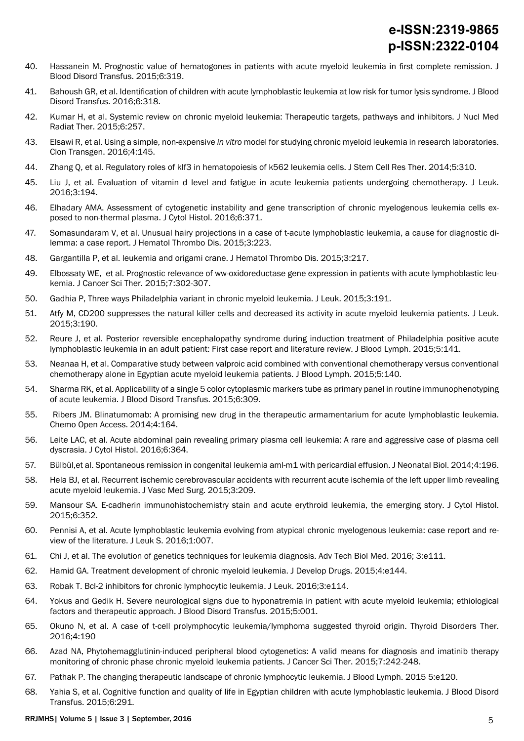40. Hassanein M. Prognostic value of hematogones in patients with acute myeloid leukemia in first complete remission. J Blood Disord Transfus. 2015;6:319.

41. Bahoush GR, et al. Identification of children with acute lymphoblastic leukemia at low risk for tumor lysis syndrome. J Blood Disord Transfus. 2016;6:318.

42. Kumar H, et al. Systemic review on chronic myeloid leukemia: Therapeutic targets, pathways and inhibitors. J Nucl Med Radiat Ther. 2015;6:257.

43. Elsawi R, et al. Using a simple, non-expensive *in vitro* model for studying chronic myeloid leukemia in research laboratories. Clon Transgen. 2016;4:145.

44. Zhang Q, et al. Regulatory roles of klf3 in hematopoiesis of k562 leukemia cells. J Stem Cell Res Ther. 2014;5:310.

45. Liu J, et al. Evaluation of vitamin d level and fatigue in acute leukemia patients undergoing chemotherapy. J Leuk. 2016;3:194.

46. Elhadary AMA. Assessment of cytogenetic instability and gene transcription of chronic myelogenous leukemia cells exposed to non-thermal plasma. J Cytol Histol. 2016;6:371.

47. Somasundaram V, et al. Unusual hairy projections in a case of t-acute lymphoblastic leukemia, a cause for diagnostic dilemma: a case report. J Hematol Thrombo Dis. 2015;3:223.

48. Gargantilla P, et al. leukemia and origami crane. J Hematol Thrombo Dis. 2015;3:217.

49. Elbossaty WE, et al. Prognostic relevance of ww-oxidoreductase gene expression in patients with acute lymphoblastic leukemia. J Cancer Sci Ther. 2015;7:302-307.

50. Gadhia P, Three ways Philadelphia variant in chronic myeloid leukemia. J Leuk. 2015;3:191.

51. Atfy M, CD200 suppresses the natural killer cells and decreased its activity in acute myeloid leukemia patients. J Leuk. 2015;3:190.

52. Reure J, et al. Posterior reversible encephalopathy syndrome during induction treatment of Philadelphia positive acute lymphoblastic leukemia in an adult patient: First case report and literature review. J Blood Lymph. 2015;5:141.

53. Neanaa H, et al. Comparative study between valproic acid combined with conventional chemotherapy versus conventional chemotherapy alone in Egyptian acute myeloid leukemia patients. J Blood Lymph. 2015;5:140.

54. Sharma RK, et al. Applicability of a single 5 color cytoplasmic markers tube as primary panel in routine immunophenotyping of acute leukemia. J Blood Disord Transfus. 2015;6:309.

55. Ribers JM. Blinatumomab: A promising new drug in the therapeutic armamentarium for acute lymphoblastic leukemia. Chemo Open Access. 2014;4:164.

56. Leite LAC, et al. Acute abdominal pain revealing primary plasma cell leukemia: A rare and aggressive case of plasma cell dyscrasia. J Cytol Histol. 2016;6:364.

57. Bülbül,et al. Spontaneous remission in congenital leukemia aml-m1 with pericardial effusion. J Neonatal Biol. 2014;4:196.

58. Hela BJ, et al. Recurrent ischemic cerebrovascular accidents with recurrent acute ischemia of the left upper limb revealing acute myeloid leukemia. J Vasc Med Surg. 2015;3:209.

59. Mansour SA. E-cadherin immunohistochemistry stain and acute erythroid leukemia, the emerging story. J Cytol Histol. 2015;6:352.

60. Pennisi A, et al. Acute lymphoblastic leukemia evolving from atypical chronic myelogenous leukemia: case report and review of the literature. J Leuk S. 2016;1:007.

61. Chi J, et al. The evolution of genetics techniques for leukemia diagnosis. Adv Tech Biol Med. 2016; 3:e111.

62. Hamid GA. Treatment development of chronic myeloid leukemia. J Develop Drugs. 2015;4:e144.

63. Robak T. Bcl-2 inhibitors for chronic lymphocytic leukemia. J Leuk. 2016;3:e114.

64. Yokus and Gedik H. Severe neurological signs due to hyponatremia in patient with acute myeloid leukemia; ethiological factors and therapeutic approach. J Blood Disord Transfus. 2015;5:001.

65. Okuno N, et al. A case of t-cell prolymphocytic leukemia/lymphoma suggested thyroid origin. Thyroid Disorders Ther. 2016;4:190

66. Azad NA, Phytohemagglutinin-induced peripheral blood cytogenetics: A valid means for diagnosis and imatinib therapy monitoring of chronic phase chronic myeloid leukemia patients. J Cancer Sci Ther. 2015;7:242-248.

67. Pathak P. The changing therapeutic landscape of chronic lymphocytic leukemia. J Blood Lymph. 2015 5:e120.

68. Yahia S, et al. Cognitive function and quality of life in Egyptian children with acute lymphoblastic leukemia. J Blood Disord Transfus. 2015;6:291.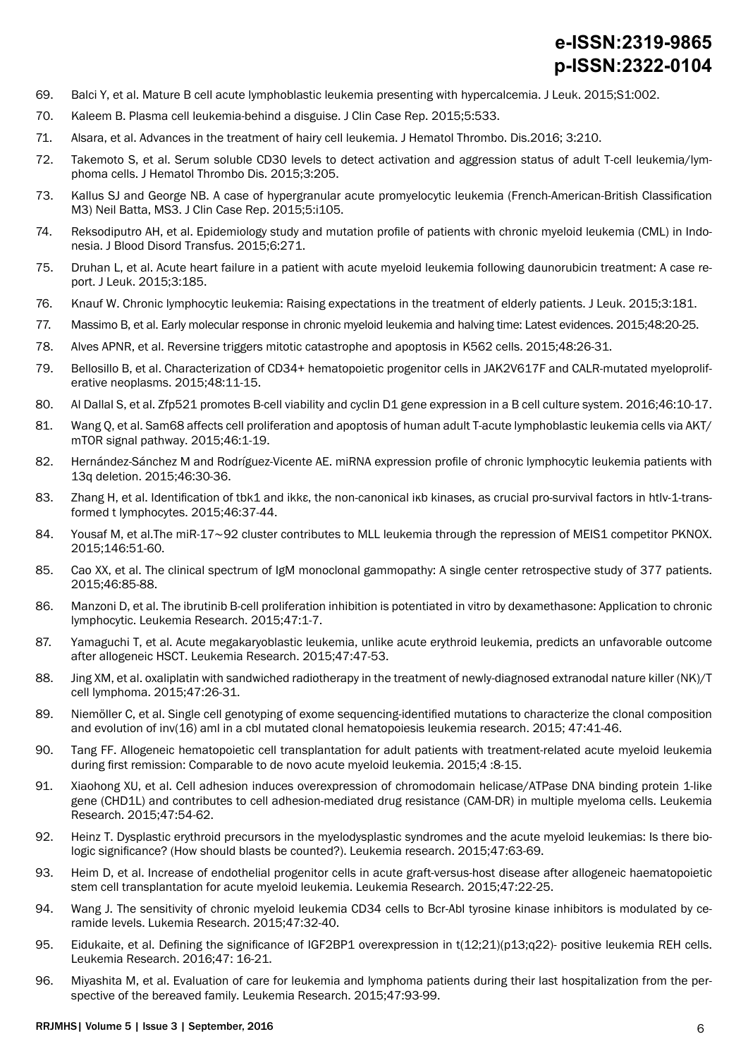69. Balci Y, et al. Mature B cell acute lymphoblastic leukemia presenting with hypercalcemia. J Leuk. 2015;S1:002.
70. Kaleem B. Plasma cell leukemia-behind a disguise. J Clin Case Rep. 2015;5:533.
71. Alsara, et al. Advances in the treatment of hairy cell leukemia. J Hematol Thrombo. Dis.2016; 3:210.
72. Takemoto S, et al. Serum soluble CD30 levels to detect activation and aggression status of adult T-cell leukemia/lymphoma cells. J Hematol Thrombo Dis. 2015;3:205.
73. Kallus SJ and George NB. A case of hypergranular acute promyelocytic leukemia (French-American-British Classification M3) Neil Batta, MS3. J Clin Case Rep. 2015;5:i105.
74. Reksodiputro AH, et al. Epidemiology study and mutation profile of patients with chronic myeloid leukemia (CML) in Indonesia. J Blood Disord Transfus. 2015;6:271.
75. Druhan L, et al. Acute heart failure in a patient with acute myeloid leukemia following daunorubicin treatment: A case report. J Leuk. 2015;3:185.
76. Knauf W. Chronic lymphocytic leukemia: Raising expectations in the treatment of elderly patients. J Leuk. 2015;3:181.
77. Massimo B, et al. Early molecular response in chronic myeloid leukemia and halving time: Latest evidences. 2015;48:20-25.
78. Alves APNR, et al. Reversine triggers mitotic catastrophe and apoptosis in K562 cells. 2015;48:26-31.
79. Bellosillo B, et al. Characterization of CD34+ hematopoietic progenitor cells in JAK2V617F and CALR-mutated myeloproliferative neoplasms. 2015;48:11-15.
80. Al Dallal S, et al. Zfp521 promotes B-cell viability and cyclin D1 gene expression in a B cell culture system. 2016;46:10-17.
81. Wang Q, et al. Sam68 affects cell proliferation and apoptosis of human adult T-acute lymphoblastic leukemia cells via AKT/mTOR signal pathway. 2015;46:1-19.
82. Hernández-Sánchez M and Rodríguez-Vicente AE. miRNA expression profile of chronic lymphocytic leukemia patients with 13q deletion. 2015;46:30-36.
83. Zhang H, et al. Identification of tbk1 and ikkε, the non-canonical iκb kinases, as crucial pro-survival factors in htlv-1-transformed t lymphocytes. 2015;46:37-44.
84. Yousaf M, et al.The miR-17~92 cluster contributes to MLL leukemia through the repression of MEIS1 competitor PKNOX. 2015;146:51-60.
85. Cao XX, et al. The clinical spectrum of IgM monoclonal gammopathy: A single center retrospective study of 377 patients. 2015;46:85-88.
86. Manzoni D, et al. The ibrutinib B-cell proliferation inhibition is potentiated in vitro by dexamethasone: Application to chronic lymphocytic. Leukemia Research. 2015;47:1-7.
87. Yamaguchi T, et al. Acute megakaryoblastic leukemia, unlike acute erythroid leukemia, predicts an unfavorable outcome after allogeneic HSCT. Leukemia Research. 2015;47:47-53.
88. Jing XM, et al. oxaliplatin with sandwiched radiotherapy in the treatment of newly-diagnosed extranodal nature killer (NK)/T cell lymphoma. 2015;47:26-31.
89. Niemöller C, et al. Single cell genotyping of exome sequencing-identified mutations to characterize the clonal composition and evolution of inv(16) aml in a cbl mutated clonal hematopoiesis leukemia research. 2015; 47:41-46.
90. Tang FF. Allogeneic hematopoietic cell transplantation for adult patients with treatment-related acute myeloid leukemia during first remission: Comparable to de novo acute myeloid leukemia. 2015;4 :8-15.
91. Xiaohong XU, et al. Cell adhesion induces overexpression of chromodomain helicase/ATPase DNA binding protein 1-like gene (CHD1L) and contributes to cell adhesion-mediated drug resistance (CAM-DR) in multiple myeloma cells. Leukemia Research. 2015;47:54-62.
92. Heinz T. Dysplastic erythroid precursors in the myelodysplastic syndromes and the acute myeloid leukemias: Is there biologic significance? (How should blasts be counted?). Leukemia research. 2015;47:63-69.
93. Heim D, et al. Increase of endothelial progenitor cells in acute graft-versus-host disease after allogeneic haematopoietic stem cell transplantation for acute myeloid leukemia. Leukemia Research. 2015;47:22-25.
94. Wang J. The sensitivity of chronic myeloid leukemia CD34 cells to Bcr-Abl tyrosine kinase inhibitors is modulated by ceramide levels. Lukemia Research. 2015;47:32-40.
95. Eidukaite, et al. Defining the significance of IGF2BP1 overexpression in t(12;21)(p13;q22)- positive leukemia REH cells. Leukemia Research. 2016;47: 16-21.
96. Miyashita M, et al. Evaluation of care for leukemia and lymphoma patients during their last hospitalization from the perspective of the bereaved family. Leukemia Research. 2015;47:93-99.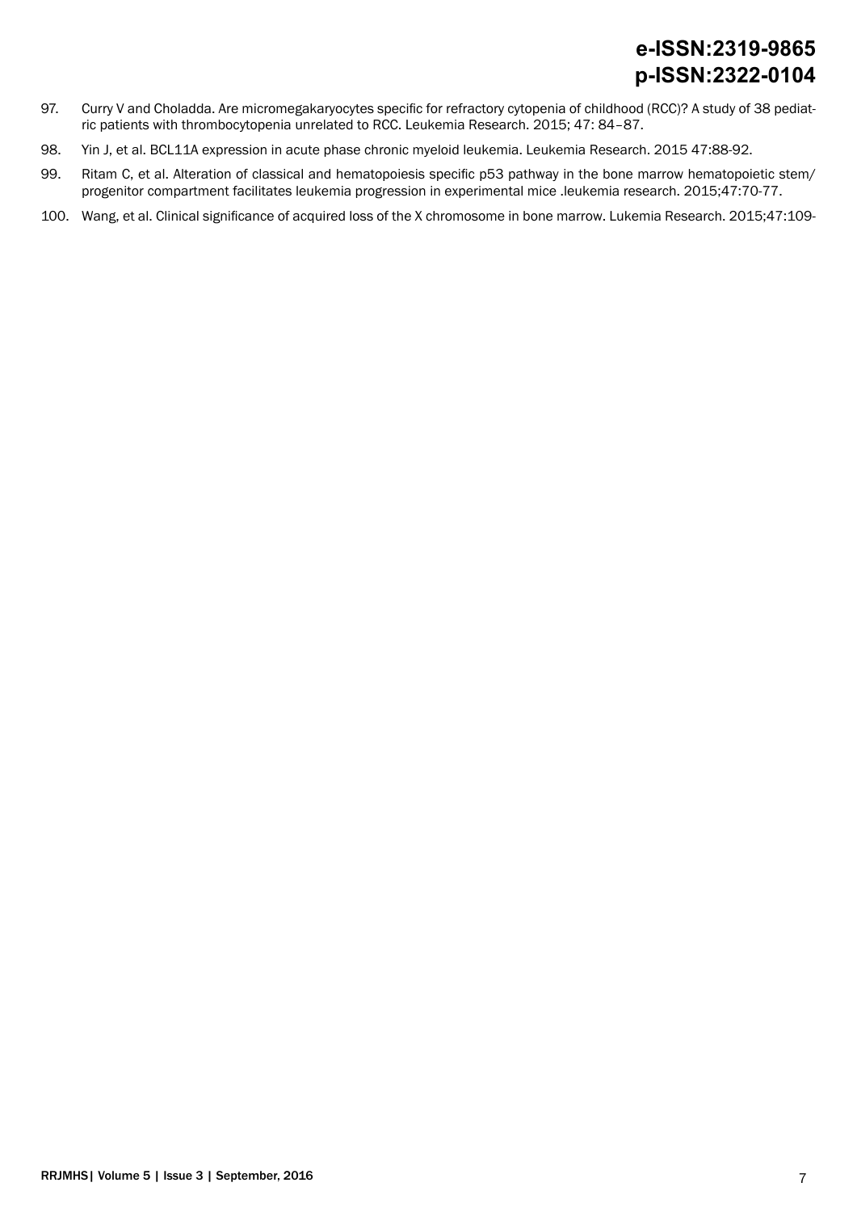97. Curry V and Choladda. Are micromegakaryocytes specific for refractory cytopenia of childhood (RCC)? A study of 38 pediatric patients with thrombocytopenia unrelated to RCC. Leukemia Research. 2015; 47: 84–87.

98. Yin J, et al. BCL11A expression in acute phase chronic myeloid leukemia. Leukemia Research. 2015 47:88-92.

99. Ritam C, et al. Alteration of classical and hematopoiesis specific p53 pathway in the bone marrow hematopoietic stem/ progenitor compartment facilitates leukemia progression in experimental mice .leukemia research. 2015;47:70-77.

100. Wang, et al. Clinical significance of acquired loss of the X chromosome in bone marrow. Lukemia Research. 2015;47:109-